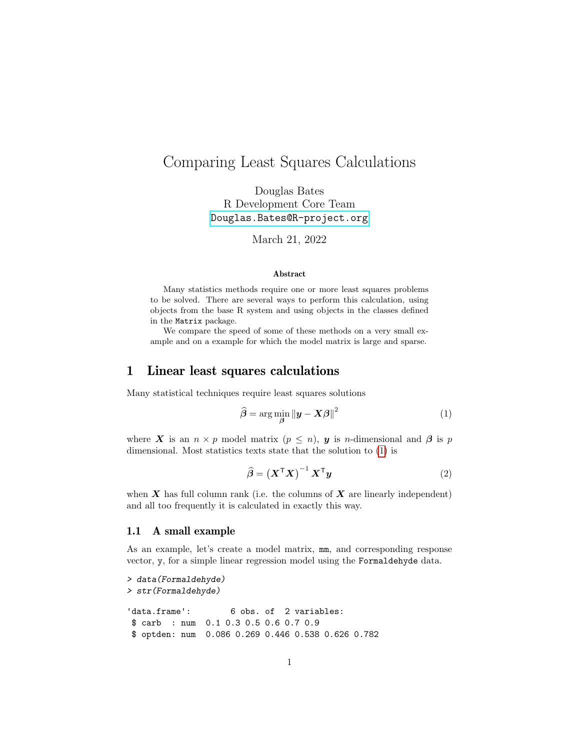# Comparing Least Squares Calculations

Douglas Bates
R Development Core Team
Douglas.Bates@R-project.org

March 21, 2022

**Abstract**

Many statistics methods require one or more least squares problems to be solved. There are several ways to perform this calculation, using objects from the base R system and using objects in the classes defined in the `Matrix` package.

We compare the speed of some of these methods on a very small example and on a example for which the model matrix is large and sparse.

## 1 Linear least squares calculations

Many statistical techniques require least squares solutions

$$\widehat{\boldsymbol{\beta}} = \arg\min_{\boldsymbol{\beta}} \|\boldsymbol{y} - \boldsymbol{X}\boldsymbol{\beta}\|^2 \tag{1}$$

where $\boldsymbol{X}$ is an $n \times p$ model matrix ($p \leq n$), $\boldsymbol{y}$ is $n$-dimensional and $\boldsymbol{\beta}$ is $p$ dimensional. Most statistics texts state that the solution to (1) is

$$\widehat{\boldsymbol{\beta}} = \left(\boldsymbol{X}^\mathsf{T}\boldsymbol{X}\right)^{-1} \boldsymbol{X}^\mathsf{T}\boldsymbol{y} \tag{2}$$

when $\boldsymbol{X}$ has full column rank (i.e. the columns of $\boldsymbol{X}$ are linearly independent) and all too frequently it is calculated in exactly this way.

### 1.1 A small example

As an example, let's create a model matrix, `mm`, and corresponding response vector, `y`, for a simple linear regression model using the `Formaldehyde` data.

```
> data(Formaldehyde)
> str(Formaldehyde)

'data.frame':	6 obs. of  2 variables:
 $ carb  : num  0.1 0.3 0.5 0.6 0.7 0.9
 $ optden: num  0.086 0.269 0.446 0.538 0.626 0.782
```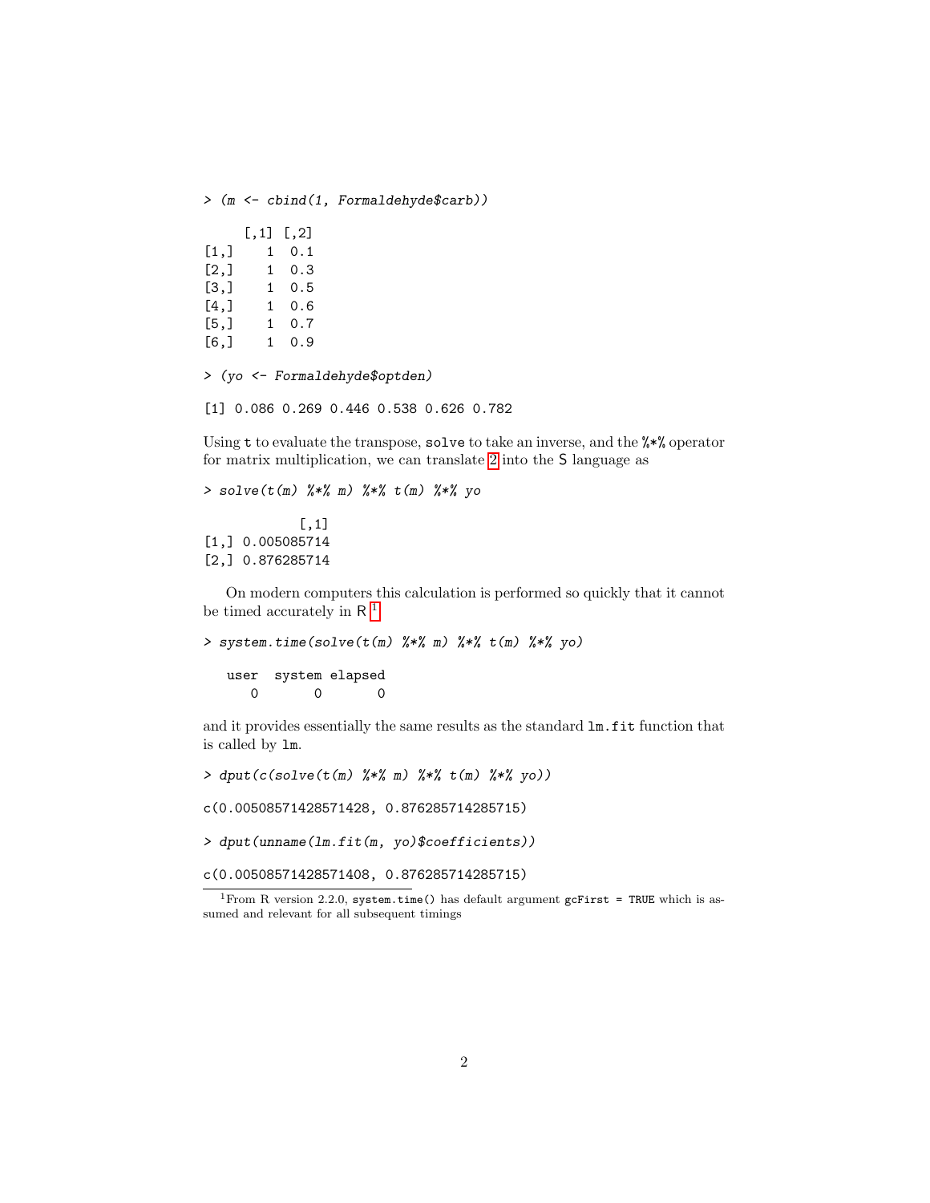```
> (m <- cbind(1, Formaldehyde$carb))

     [,1] [,2]
[1,]    1  0.1
[2,]    1  0.3
[3,]    1  0.5
[4,]    1  0.6
[5,]    1  0.7
[6,]    1  0.9
```

```
> (yo <- Formaldehyde$optden)

[1] 0.086 0.269 0.446 0.538 0.626 0.782
```

Using `t` to evaluate the transpose, `solve` to take an inverse, and the `%*%` operator for matrix multiplication, we can translate 2 into the S language as

```
> solve(t(m) %*% m) %*% t(m) %*% yo

            [,1]
[1,] 0.005085714
[2,] 0.876285714
```

On modern computers this calculation is performed so quickly that it cannot be timed accurately in R [1]

```
> system.time(solve(t(m) %*% m) %*% t(m) %*% yo)

   user  system elapsed
      0       0       0
```

and it provides essentially the same results as the standard `lm.fit` function that is called by `lm`.

```
> dput(c(solve(t(m) %*% m) %*% t(m) %*% yo))

c(0.00508571428571428, 0.876285714285715)
```

```
> dput(unname(lm.fit(m, yo)$coefficients))

c(0.00508571428571408, 0.876285714285715)
```

[1] From R version 2.2.0, `system.time()` has default argument `gcFirst = TRUE` which is assumed and relevant for all subsequent timings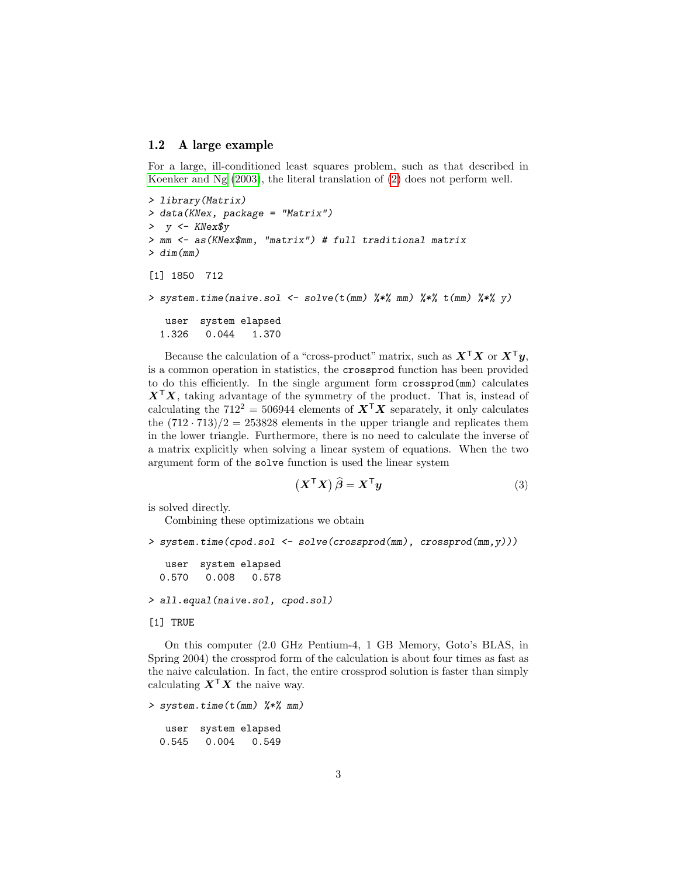## 1.2 A large example

For a large, ill-conditioned least squares problem, such as that described in Koenker and Ng (2003), the literal translation of (2) does not perform well.

```
> library(Matrix)
> data(KNex, package = "Matrix")
>  y <- KNex$y
> mm <- as(KNex$mm, "matrix") # full traditional matrix
> dim(mm)

[1] 1850  712

> system.time(naive.sol <- solve(t(mm) %*% mm) %*% t(mm) %*% y)

   user  system elapsed
  1.326   0.044   1.370
```

Because the calculation of a “cross-product” matrix, such as $\boldsymbol{X}^\mathsf{T}\boldsymbol{X}$ or $\boldsymbol{X}^\mathsf{T}\boldsymbol{y}$, is a common operation in statistics, the `crossprod` function has been provided to do this efficiently. In the single argument form `crossprod(mm)` calculates $\boldsymbol{X}^\mathsf{T}\boldsymbol{X}$, taking advantage of the symmetry of the product. That is, instead of calculating the $712^2 = 506944$ elements of $\boldsymbol{X}^\mathsf{T}\boldsymbol{X}$ separately, it only calculates the $(712 \cdot 713)/2 = 253828$ elements in the upper triangle and replicates them in the lower triangle. Furthermore, there is no need to calculate the inverse of a matrix explicitly when solving a linear system of equations. When the two argument form of the `solve` function is used the linear system

$$\left(\boldsymbol{X}^\mathsf{T}\boldsymbol{X}\right)\widehat{\boldsymbol{\beta}} = \boldsymbol{X}^\mathsf{T}\boldsymbol{y} \tag{3}$$

is solved directly.

Combining these optimizations we obtain

```
> system.time(cpod.sol <- solve(crossprod(mm), crossprod(mm,y)))

   user  system elapsed
  0.570   0.008   0.578

> all.equal(naive.sol, cpod.sol)

[1] TRUE
```

On this computer (2.0 GHz Pentium-4, 1 GB Memory, Goto’s BLAS, in Spring 2004) the crossprod form of the calculation is about four times as fast as the naive calculation. In fact, the entire crossprod solution is faster than simply calculating $\boldsymbol{X}^\mathsf{T}\boldsymbol{X}$ the naive way.

```
> system.time(t(mm) %*% mm)

   user  system elapsed
  0.545   0.004   0.549
```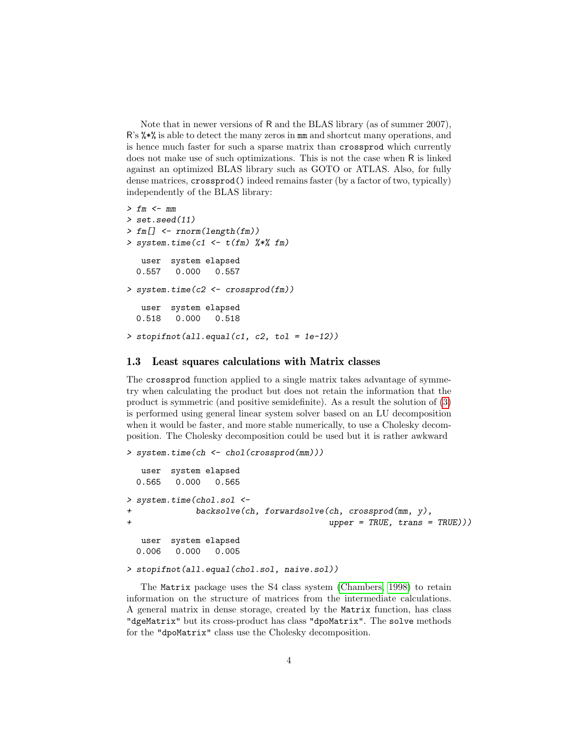Note that in newer versions of R and the BLAS library (as of summer 2007), R's `%*%` is able to detect the many zeros in `mm` and shortcut many operations, and is hence much faster for such a sparse matrix than `crossprod` which currently does not make use of such optimizations. This is not the case when R is linked against an optimized BLAS library such as GOTO or ATLAS. Also, for fully dense matrices, `crossprod()` indeed remains faster (by a factor of two, typically) independently of the BLAS library:

```
> fm <- mm
> set.seed(11)
> fm[] <- rnorm(length(fm))
> system.time(c1 <- t(fm) %*% fm)

   user  system elapsed
  0.557   0.000   0.557

> system.time(c2 <- crossprod(fm))

   user  system elapsed
  0.518   0.000   0.518

> stopifnot(all.equal(c1, c2, tol = 1e-12))
```

### 1.3 Least squares calculations with Matrix classes

The `crossprod` function applied to a single matrix takes advantage of symmetry when calculating the product but does not retain the information that the product is symmetric (and positive semidefinite). As a result the solution of (3) is performed using general linear system solver based on an LU decomposition when it would be faster, and more stable numerically, to use a Cholesky decomposition. The Cholesky decomposition could be used but it is rather awkward

```
> system.time(ch <- chol(crossprod(mm)))

   user  system elapsed
  0.565   0.000   0.565

> system.time(chol.sol <-
+             backsolve(ch, forwardsolve(ch, crossprod(mm, y),
+                                        upper = TRUE, trans = TRUE)))

   user  system elapsed
  0.006   0.000   0.005

> stopifnot(all.equal(chol.sol, naive.sol))
```

The `Matrix` package uses the S4 class system (Chambers, 1998) to retain information on the structure of matrices from the intermediate calculations. A general matrix in dense storage, created by the `Matrix` function, has class `"dgeMatrix"` but its cross-product has class `"dpoMatrix"`. The `solve` methods for the `"dpoMatrix"` class use the Cholesky decomposition.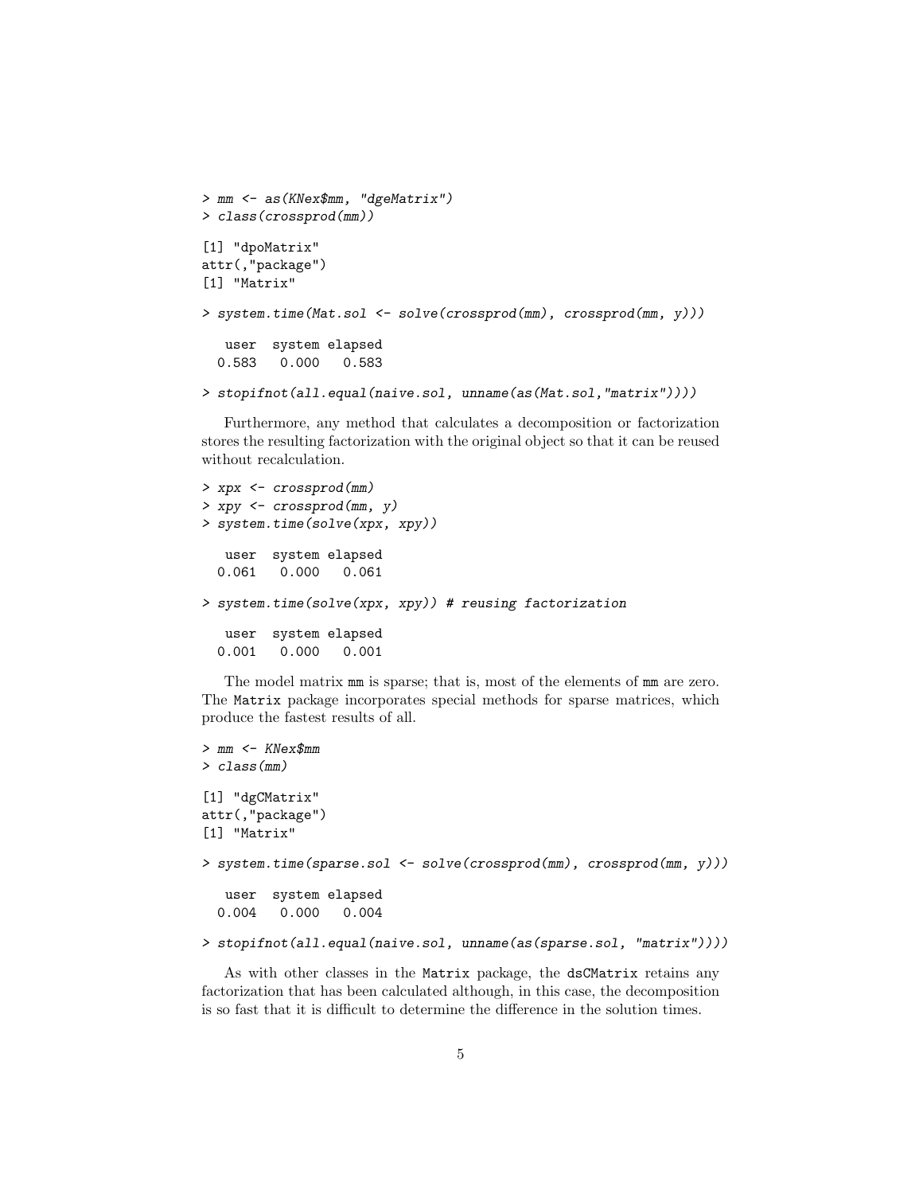```
> mm <- as(KNex$mm, "dgeMatrix")
> class(crossprod(mm))

[1] "dpoMatrix"
attr(,"package")
[1] "Matrix"

> system.time(Mat.sol <- solve(crossprod(mm), crossprod(mm, y)))

   user  system elapsed
  0.583   0.000   0.583

> stopifnot(all.equal(naive.sol, unname(as(Mat.sol,"matrix"))))
```

Furthermore, any method that calculates a decomposition or factorization stores the resulting factorization with the original object so that it can be reused without recalculation.

```
> xpx <- crossprod(mm)
> xpy <- crossprod(mm, y)
> system.time(solve(xpx, xpy))

   user  system elapsed
  0.061   0.000   0.061

> system.time(solve(xpx, xpy)) # reusing factorization

   user  system elapsed
  0.001   0.000   0.001
```

The model matrix `mm` is sparse; that is, most of the elements of `mm` are zero. The `Matrix` package incorporates special methods for sparse matrices, which produce the fastest results of all.

```
> mm <- KNex$mm
> class(mm)

[1] "dgCMatrix"
attr(,"package")
[1] "Matrix"

> system.time(sparse.sol <- solve(crossprod(mm), crossprod(mm, y)))

   user  system elapsed
  0.004   0.000   0.004

> stopifnot(all.equal(naive.sol, unname(as(sparse.sol, "matrix"))))
```

As with other classes in the `Matrix` package, the `dsCMatrix` retains any factorization that has been calculated although, in this case, the decomposition is so fast that it is difficult to determine the difference in the solution times.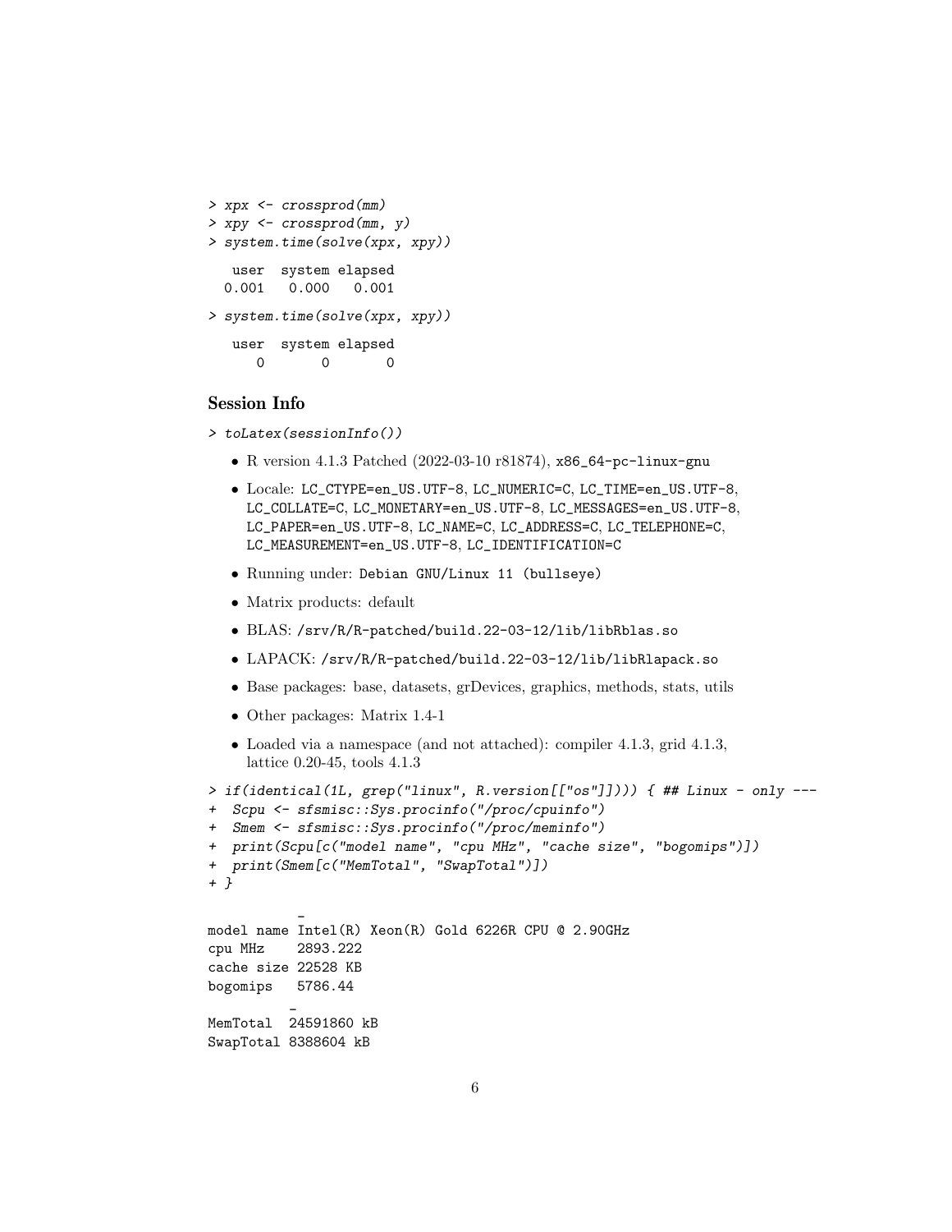```
> xpx <- crossprod(mm)
> xpy <- crossprod(mm, y)
> system.time(solve(xpx, xpy))

   user  system elapsed 
  0.001   0.000   0.001 

> system.time(solve(xpx, xpy))

   user  system elapsed 
      0       0       0 
```

## Session Info

```
> toLatex(sessionInfo())
```

- R version 4.1.3 Patched (2022-03-10 r81874), x86_64-pc-linux-gnu
- Locale: LC_CTYPE=en_US.UTF-8, LC_NUMERIC=C, LC_TIME=en_US.UTF-8, LC_COLLATE=C, LC_MONETARY=en_US.UTF-8, LC_MESSAGES=en_US.UTF-8, LC_PAPER=en_US.UTF-8, LC_NAME=C, LC_ADDRESS=C, LC_TELEPHONE=C, LC_MEASUREMENT=en_US.UTF-8, LC_IDENTIFICATION=C
- Running under: Debian GNU/Linux 11 (bullseye)
- Matrix products: default
- BLAS: /srv/R/R-patched/build.22-03-12/lib/libRblas.so
- LAPACK: /srv/R/R-patched/build.22-03-12/lib/libRlapack.so
- Base packages: base, datasets, grDevices, graphics, methods, stats, utils
- Other packages: Matrix 1.4-1
- Loaded via a namespace (and not attached): compiler 4.1.3, grid 4.1.3, lattice 0.20-45, tools 4.1.3

```
> if(identical(1L, grep("linux", R.version[["os"]]))) { ## Linux - only ---
+  Scpu <- sfsmisc::Sys.procinfo("/proc/cpuinfo")
+  Smem <- sfsmisc::Sys.procinfo("/proc/meminfo")
+  print(Scpu[c("model name", "cpu MHz", "cache size", "bogomips")])
+  print(Smem[c("MemTotal", "SwapTotal")])
+ }

           _
model name Intel(R) Xeon(R) Gold 6226R CPU @ 2.90GHz
cpu MHz    2893.222
cache size 22528 KB
bogomips   5786.44
           _
MemTotal  24591860 kB
SwapTotal 8388604 kB
```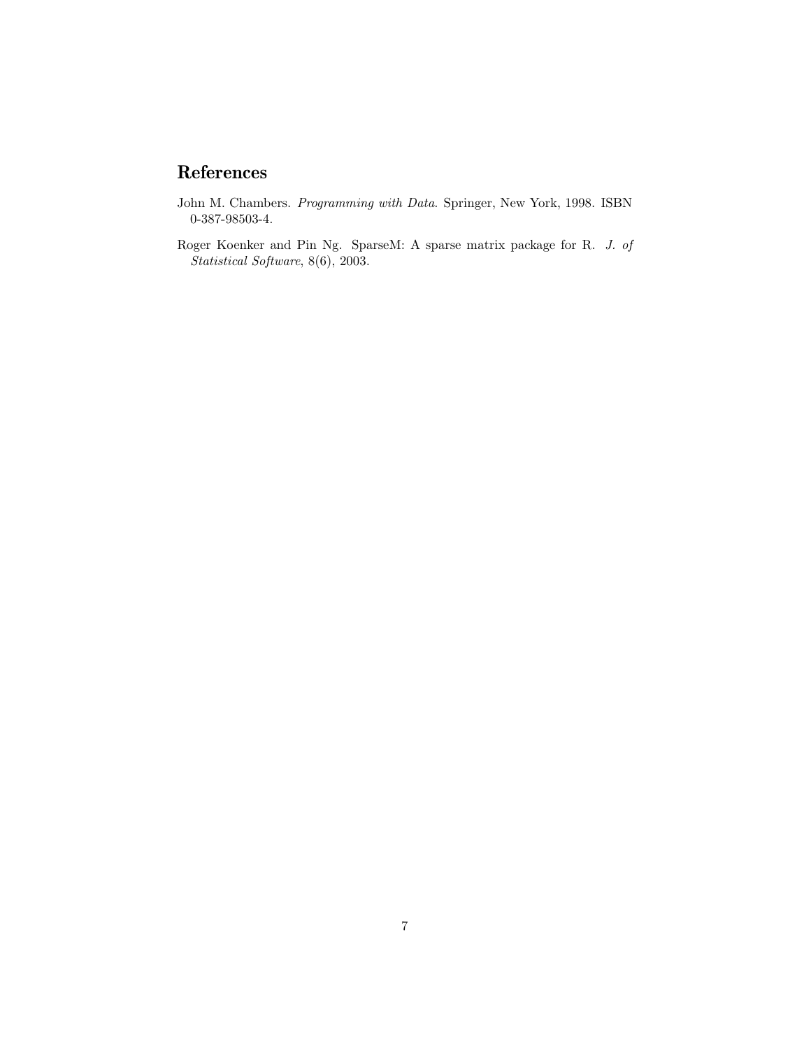## References

John M. Chambers. *Programming with Data*. Springer, New York, 1998. ISBN 0-387-98503-4.

Roger Koenker and Pin Ng. SparseM: A sparse matrix package for R. *J. of Statistical Software*, 8(6), 2003.